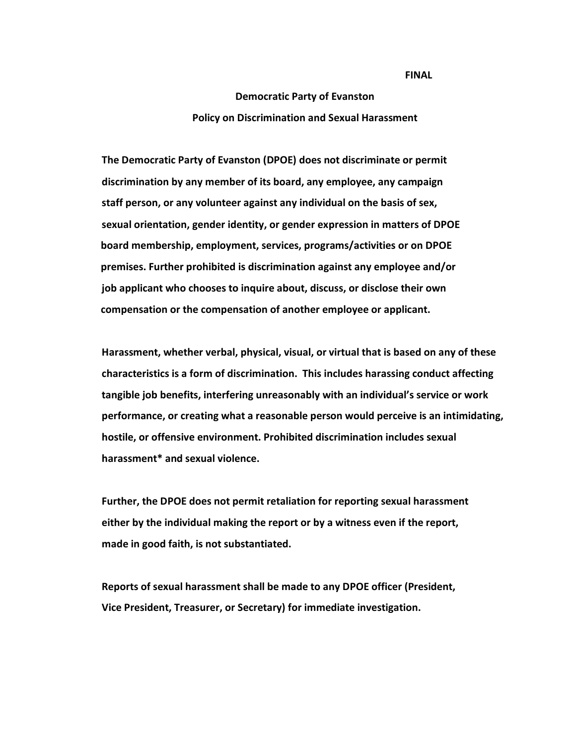**FINAL**

# Democratic Party of Evanston

## Policy on Discrimination and Sexual Harassment

**The Democratic Party of Evanston (DPOE) does not discriminate or permit discrimination by any member of its board, any employee, any campaign staff person, or any volunteer against any individual on the basis of sex, sexual orientation, gender identity, or gender expression in matters of DPOE board membership, employment, services, programs/activities or on DPOE premises. Further prohibited is discrimination against any employee and/or job applicant who chooses to inquire about, discuss, or disclose their own compensation or the compensation of another employee or applicant.**

**Harassment, whether verbal, physical, visual, or virtual that is based on any of these characteristics is a form of discrimination. This includes harassing conduct affecting tangible job benefits, interfering unreasonably with an individual's service or work performance, or creating what a reasonable person would perceive is an intimidating, hostile, or offensive environment. Prohibited discrimination includes sexual harassment* and sexual violence.**

**Further, the DPOE does not permit retaliation for reporting sexual harassment either by the individual making the report or by a witness even if the report, made in good faith, is not substantiated.**

**Reports of sexual harassment shall be made to any DPOE officer (President, Vice President, Treasurer, or Secretary) for immediate investigation.**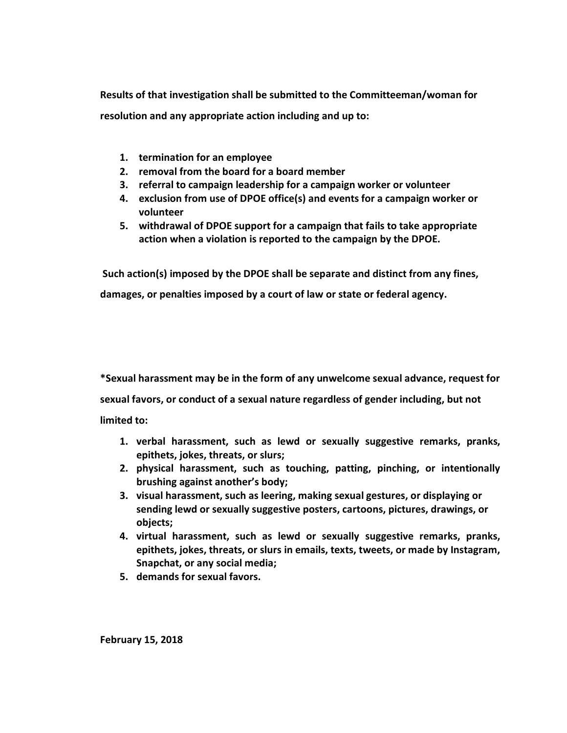**Results of that investigation shall be submitted to the Committeeman/woman for resolution and any appropriate action including and up to:**

1. **termination for an employee**
2. **removal from the board for a board member**
3. **referral to campaign leadership for a campaign worker or volunteer**
4. **exclusion from use of DPOE office(s) and events for a campaign worker or volunteer**
5. **withdrawal of DPOE support for a campaign that fails to take appropriate action when a violation is reported to the campaign by the DPOE.**

**Such action(s) imposed by the DPOE shall be separate and distinct from any fines, damages, or penalties imposed by a court of law or state or federal agency.**

**\*Sexual harassment may be in the form of any unwelcome sexual advance, request for sexual favors, or conduct of a sexual nature regardless of gender including, but not limited to:**

1. **verbal harassment, such as lewd or sexually suggestive remarks, pranks, epithets, jokes, threats, or slurs;**
2. **physical harassment, such as touching, patting, pinching, or intentionally brushing against another's body;**
3. **visual harassment, such as leering, making sexual gestures, or displaying or sending lewd or sexually suggestive posters, cartoons, pictures, drawings, or objects;**
4. **virtual harassment, such as lewd or sexually suggestive remarks, pranks, epithets, jokes, threats, or slurs in emails, texts, tweets, or made by Instagram, Snapchat, or any social media;**
5. **demands for sexual favors.**

**February 15, 2018**